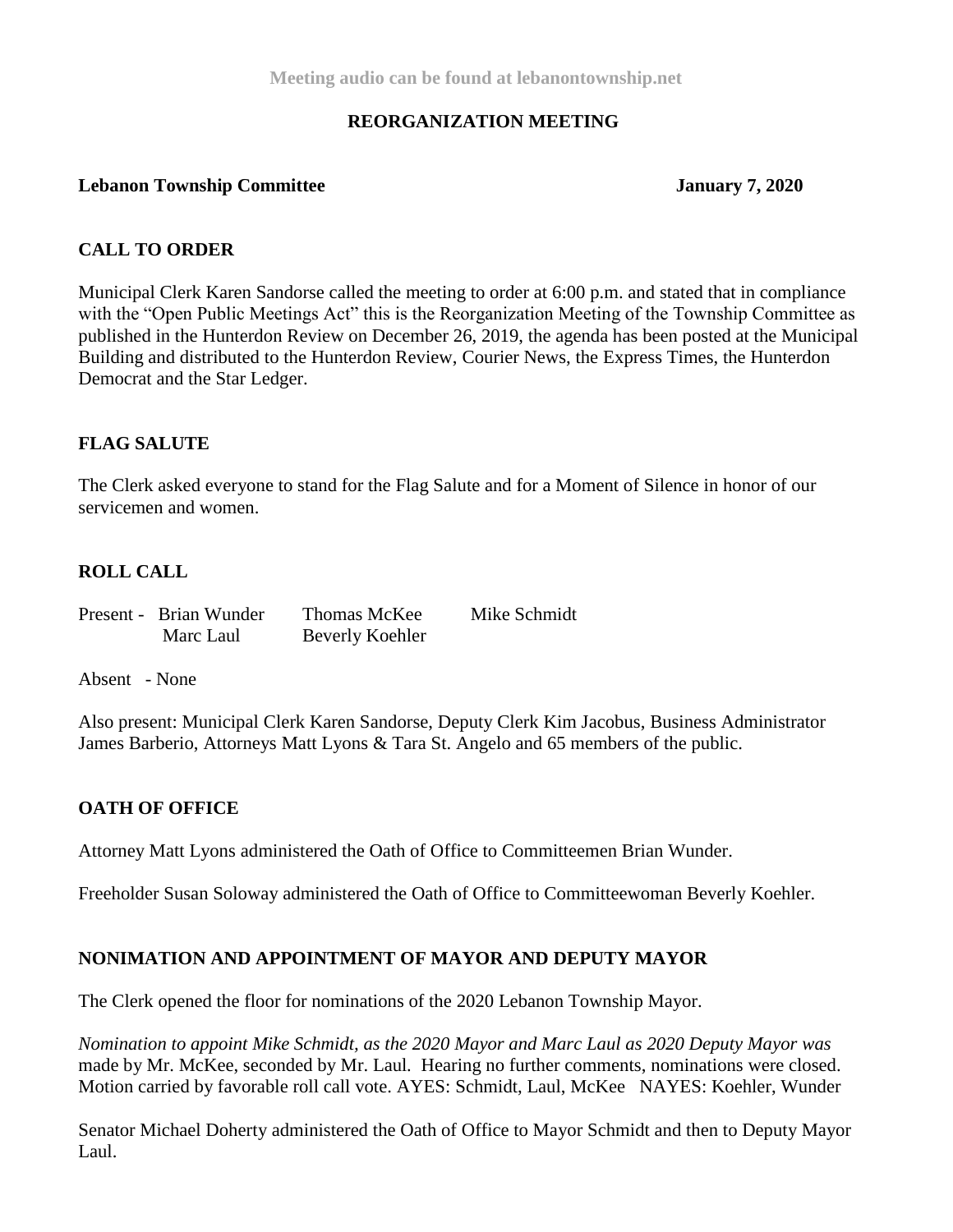Meeting audio can be found at lebanontownship.net

## REORGANIZATION MEETING

**Lebanon Township Committee** **January 7, 2020**

### CALL TO ORDER

Municipal Clerk Karen Sandorse called the meeting to order at 6:00 p.m. and stated that in compliance with the "Open Public Meetings Act" this is the Reorganization Meeting of the Township Committee as published in the Hunterdon Review on December 26, 2019, the agenda has been posted at the Municipal Building and distributed to the Hunterdon Review, Courier News, the Express Times, the Hunterdon Democrat and the Star Ledger.

### FLAG SALUTE

The Clerk asked everyone to stand for the Flag Salute and for a Moment of Silence in honor of our servicemen and women.

### ROLL CALL

Present - Brian Wunder, Thomas McKee, Mike Schmidt, Marc Laul, Beverly Koehler

Absent - None

Also present: Municipal Clerk Karen Sandorse, Deputy Clerk Kim Jacobus, Business Administrator James Barberio, Attorneys Matt Lyons & Tara St. Angelo and 65 members of the public.

### OATH OF OFFICE

Attorney Matt Lyons administered the Oath of Office to Committeemen Brian Wunder.

Freeholder Susan Soloway administered the Oath of Office to Committeewoman Beverly Koehler.

### NONIMATION AND APPOINTMENT OF MAYOR AND DEPUTY MAYOR

The Clerk opened the floor for nominations of the 2020 Lebanon Township Mayor.

*Nomination to appoint Mike Schmidt, as the 2020 Mayor and Marc Laul as 2020 Deputy Mayor was* made by Mr. McKee, seconded by Mr. Laul. Hearing no further comments, nominations were closed. Motion carried by favorable roll call vote. AYES: Schmidt, Laul, McKee NAYES: Koehler, Wunder

Senator Michael Doherty administered the Oath of Office to Mayor Schmidt and then to Deputy Mayor Laul.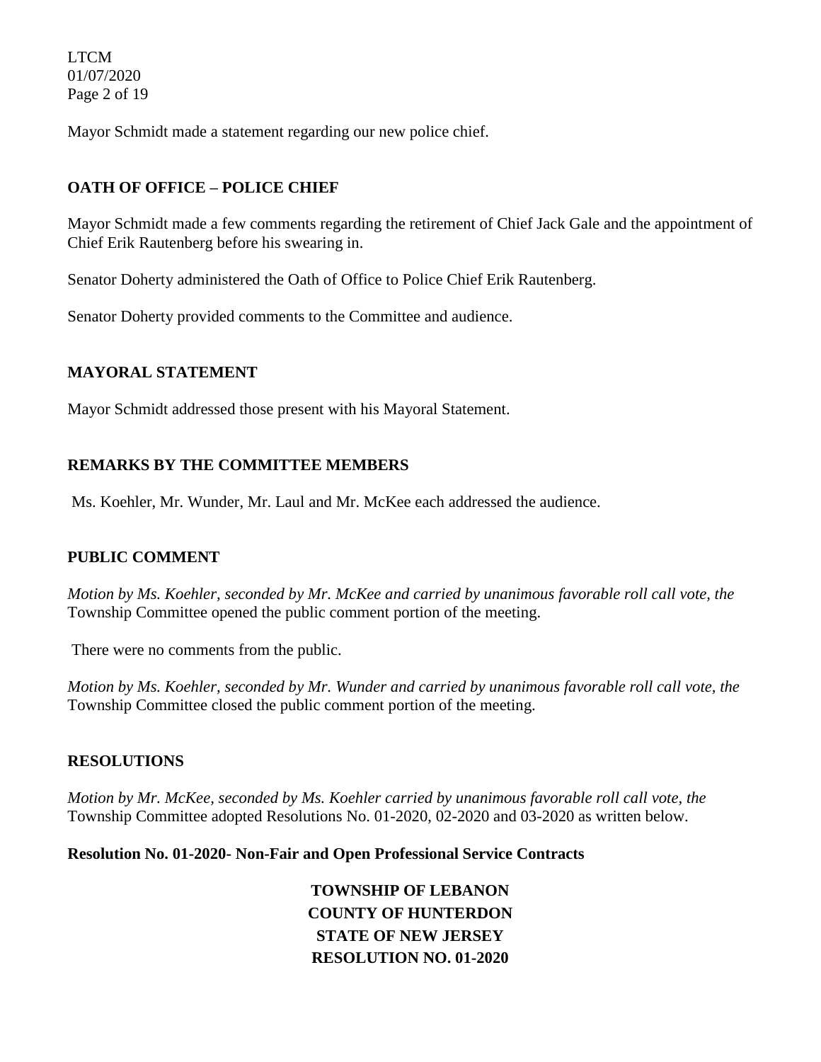Mayor Schmidt made a statement regarding our new police chief.

## OATH OF OFFICE – POLICE CHIEF

Mayor Schmidt made a few comments regarding the retirement of Chief Jack Gale and the appointment of Chief Erik Rautenberg before his swearing in.

Senator Doherty administered the Oath of Office to Police Chief Erik Rautenberg.

Senator Doherty provided comments to the Committee and audience.

## MAYORAL STATEMENT

Mayor Schmidt addressed those present with his Mayoral Statement.

## REMARKS BY THE COMMITTEE MEMBERS

Ms. Koehler, Mr. Wunder, Mr. Laul and Mr. McKee each addressed the audience.

## PUBLIC COMMENT

*Motion by Ms. Koehler, seconded by Mr. McKee and carried by unanimous favorable roll call vote, the* Township Committee opened the public comment portion of the meeting.

There were no comments from the public.

*Motion by Ms. Koehler, seconded by Mr. Wunder and carried by unanimous favorable roll call vote, the* Township Committee closed the public comment portion of the meeting.

## RESOLUTIONS

*Motion by Mr. McKee, seconded by Ms. Koehler carried by unanimous favorable roll call vote, the* Township Committee adopted Resolutions No. 01-2020, 02-2020 and 03-2020 as written below.

**Resolution No. 01-2020- Non-Fair and Open Professional Service Contracts**

**TOWNSHIP OF LEBANON**
**COUNTY OF HUNTERDON**
**STATE OF NEW JERSEY**
**RESOLUTION NO. 01-2020**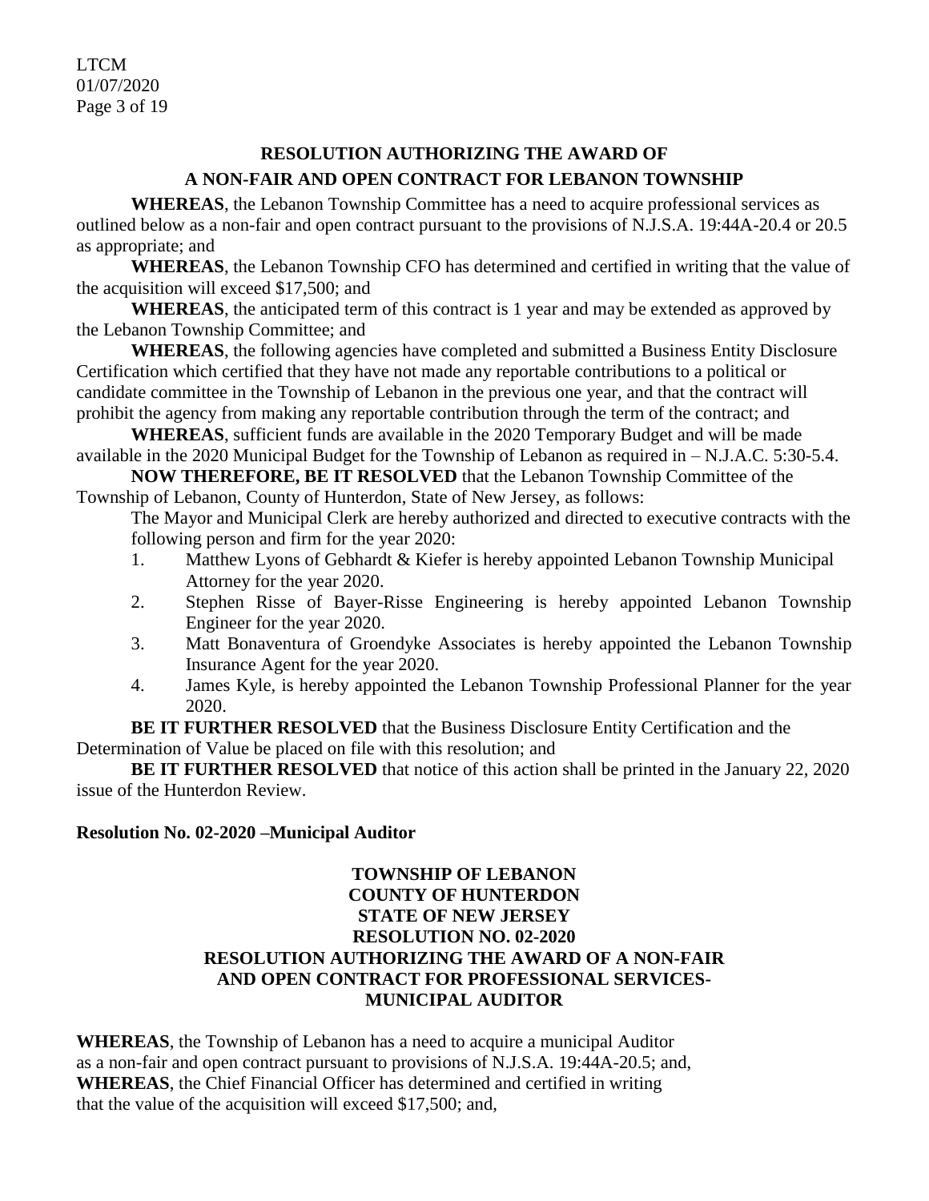## RESOLUTION AUTHORIZING THE AWARD OF A NON-FAIR AND OPEN CONTRACT FOR LEBANON TOWNSHIP

**WHEREAS**, the Lebanon Township Committee has a need to acquire professional services as outlined below as a non-fair and open contract pursuant to the provisions of N.J.S.A. 19:44A-20.4 or 20.5 as appropriate; and

**WHEREAS**, the Lebanon Township CFO has determined and certified in writing that the value of the acquisition will exceed $17,500; and

**WHEREAS**, the anticipated term of this contract is 1 year and may be extended as approved by the Lebanon Township Committee; and

**WHEREAS**, the following agencies have completed and submitted a Business Entity Disclosure Certification which certified that they have not made any reportable contributions to a political or candidate committee in the Township of Lebanon in the previous one year, and that the contract will prohibit the agency from making any reportable contribution through the term of the contract; and

**WHEREAS**, sufficient funds are available in the 2020 Temporary Budget and will be made available in the 2020 Municipal Budget for the Township of Lebanon as required in – N.J.A.C. 5:30-5.4.

**NOW THEREFORE, BE IT RESOLVED** that the Lebanon Township Committee of the Township of Lebanon, County of Hunterdon, State of New Jersey, as follows:

The Mayor and Municipal Clerk are hereby authorized and directed to executive contracts with the following person and firm for the year 2020:

1. Matthew Lyons of Gebhardt & Kiefer is hereby appointed Lebanon Township Municipal Attorney for the year 2020.
2. Stephen Risse of Bayer-Risse Engineering is hereby appointed Lebanon Township Engineer for the year 2020.
3. Matt Bonaventura of Groendyke Associates is hereby appointed the Lebanon Township Insurance Agent for the year 2020.
4. James Kyle, is hereby appointed the Lebanon Township Professional Planner for the year 2020.

**BE IT FURTHER RESOLVED** that the Business Disclosure Entity Certification and the Determination of Value be placed on file with this resolution; and

**BE IT FURTHER RESOLVED** that notice of this action shall be printed in the January 22, 2020 issue of the Hunterdon Review.

**Resolution No. 02-2020 –Municipal Auditor**

**TOWNSHIP OF LEBANON**
**COUNTY OF HUNTERDON**
**STATE OF NEW JERSEY**
**RESOLUTION NO. 02-2020**
**RESOLUTION AUTHORIZING THE AWARD OF A NON-FAIR AND OPEN CONTRACT FOR PROFESSIONAL SERVICES-MUNICIPAL AUDITOR**

**WHEREAS**, the Township of Lebanon has a need to acquire a municipal Auditor as a non-fair and open contract pursuant to provisions of N.J.S.A. 19:44A-20.5; and,
**WHEREAS**, the Chief Financial Officer has determined and certified in writing that the value of the acquisition will exceed $17,500; and,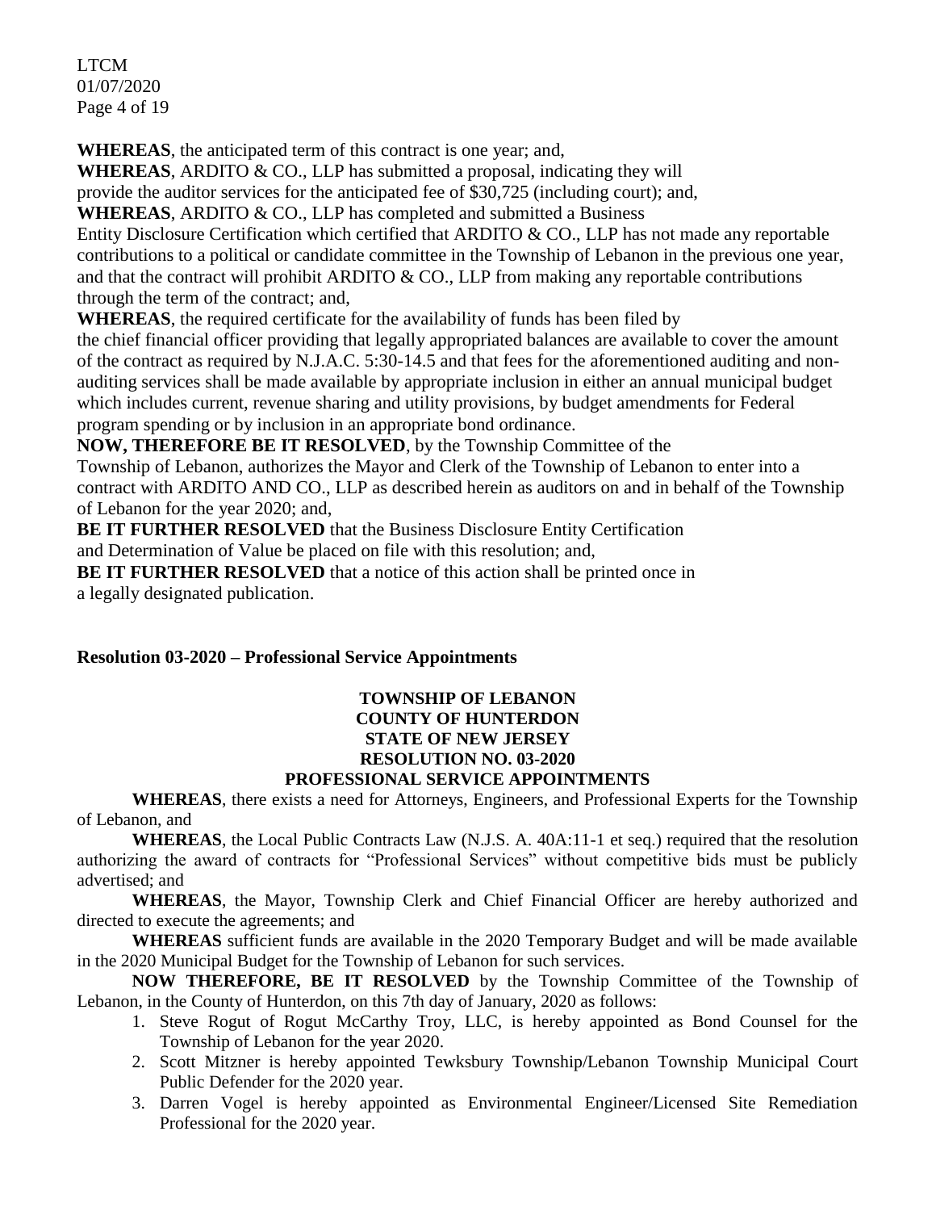**WHEREAS**, the anticipated term of this contract is one year; and,

**WHEREAS**, ARDITO & CO., LLP has submitted a proposal, indicating they will provide the auditor services for the anticipated fee of $30,725 (including court); and,

**WHEREAS**, ARDITO & CO., LLP has completed and submitted a Business Entity Disclosure Certification which certified that ARDITO & CO., LLP has not made any reportable contributions to a political or candidate committee in the Township of Lebanon in the previous one year, and that the contract will prohibit ARDITO & CO., LLP from making any reportable contributions through the term of the contract; and,

**WHEREAS**, the required certificate for the availability of funds has been filed by the chief financial officer providing that legally appropriated balances are available to cover the amount of the contract as required by N.J.A.C. 5:30-14.5 and that fees for the aforementioned auditing and non-auditing services shall be made available by appropriate inclusion in either an annual municipal budget which includes current, revenue sharing and utility provisions, by budget amendments for Federal program spending or by inclusion in an appropriate bond ordinance.

**NOW, THEREFORE BE IT RESOLVED**, by the Township Committee of the Township of Lebanon, authorizes the Mayor and Clerk of the Township of Lebanon to enter into a contract with ARDITO AND CO., LLP as described herein as auditors on and in behalf of the Township of Lebanon for the year 2020; and,

**BE IT FURTHER RESOLVED** that the Business Disclosure Entity Certification and Determination of Value be placed on file with this resolution; and,

**BE IT FURTHER RESOLVED** that a notice of this action shall be printed once in a legally designated publication.

**Resolution 03-2020 – Professional Service Appointments**

**TOWNSHIP OF LEBANON**
**COUNTY OF HUNTERDON**
**STATE OF NEW JERSEY**
**RESOLUTION NO. 03-2020**
**PROFESSIONAL SERVICE APPOINTMENTS**

**WHEREAS**, there exists a need for Attorneys, Engineers, and Professional Experts for the Township of Lebanon, and

**WHEREAS**, the Local Public Contracts Law (N.J.S. A. 40A:11-1 et seq.) required that the resolution authorizing the award of contracts for "Professional Services" without competitive bids must be publicly advertised; and

**WHEREAS**, the Mayor, Township Clerk and Chief Financial Officer are hereby authorized and directed to execute the agreements; and

**WHEREAS** sufficient funds are available in the 2020 Temporary Budget and will be made available in the 2020 Municipal Budget for the Township of Lebanon for such services.

**NOW THEREFORE, BE IT RESOLVED** by the Township Committee of the Township of Lebanon, in the County of Hunterdon, on this 7th day of January, 2020 as follows:

1. Steve Rogut of Rogut McCarthy Troy, LLC, is hereby appointed as Bond Counsel for the Township of Lebanon for the year 2020.
2. Scott Mitzner is hereby appointed Tewksbury Township/Lebanon Township Municipal Court Public Defender for the 2020 year.
3. Darren Vogel is hereby appointed as Environmental Engineer/Licensed Site Remediation Professional for the 2020 year.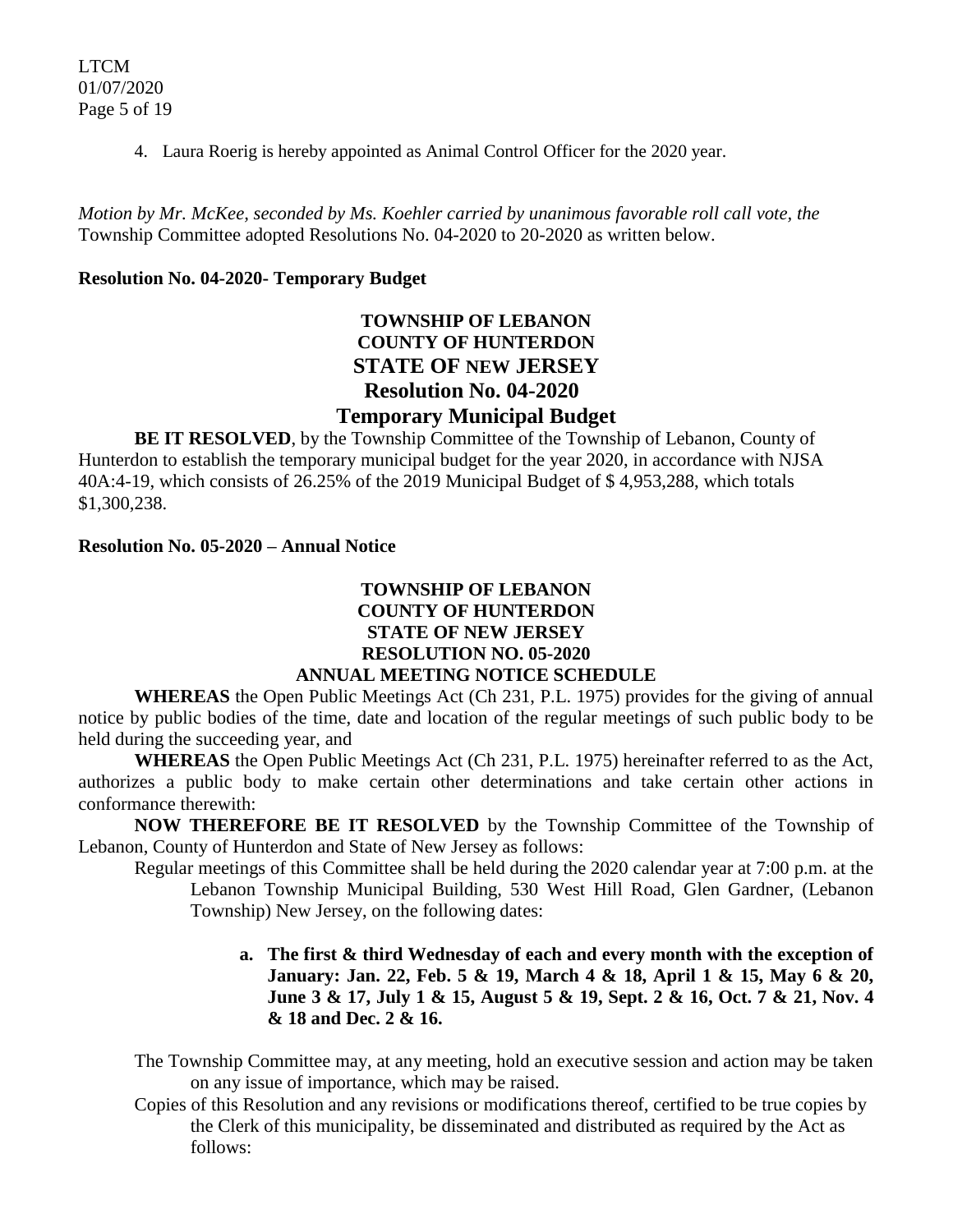4. Laura Roerig is hereby appointed as Animal Control Officer for the 2020 year.

*Motion by Mr. McKee, seconded by Ms. Koehler carried by unanimous favorable roll call vote, the* Township Committee adopted Resolutions No. 04-2020 to 20-2020 as written below.

**Resolution No. 04-2020- Temporary Budget**

**TOWNSHIP OF LEBANON**
**COUNTY OF HUNTERDON**
**STATE OF NEW JERSEY**
**Resolution No. 04-2020**
**Temporary Municipal Budget**

**BE IT RESOLVED**, by the Township Committee of the Township of Lebanon, County of Hunterdon to establish the temporary municipal budget for the year 2020, in accordance with NJSA 40A:4-19, which consists of 26.25% of the 2019 Municipal Budget of $ 4,953,288, which totals $1,300,238.

**Resolution No. 05-2020 – Annual Notice**

**TOWNSHIP OF LEBANON**
**COUNTY OF HUNTERDON**
**STATE OF NEW JERSEY**
**RESOLUTION NO. 05-2020**
**ANNUAL MEETING NOTICE SCHEDULE**

**WHEREAS** the Open Public Meetings Act (Ch 231, P.L. 1975) provides for the giving of annual notice by public bodies of the time, date and location of the regular meetings of such public body to be held during the succeeding year, and

**WHEREAS** the Open Public Meetings Act (Ch 231, P.L. 1975) hereinafter referred to as the Act, authorizes a public body to make certain other determinations and take certain other actions in conformance therewith:

**NOW THEREFORE BE IT RESOLVED** by the Township Committee of the Township of Lebanon, County of Hunterdon and State of New Jersey as follows:

Regular meetings of this Committee shall be held during the 2020 calendar year at 7:00 p.m. at the Lebanon Township Municipal Building, 530 West Hill Road, Glen Gardner, (Lebanon Township) New Jersey, on the following dates:

a. **The first & third Wednesday of each and every month with the exception of January: Jan. 22, Feb. 5 & 19, March 4 & 18, April 1 & 15, May 6 & 20, June 3 & 17, July 1 & 15, August 5 & 19, Sept. 2 & 16, Oct. 7 & 21, Nov. 4 & 18 and Dec. 2 & 16.**

The Township Committee may, at any meeting, hold an executive session and action may be taken on any issue of importance, which may be raised.

Copies of this Resolution and any revisions or modifications thereof, certified to be true copies by the Clerk of this municipality, be disseminated and distributed as required by the Act as follows: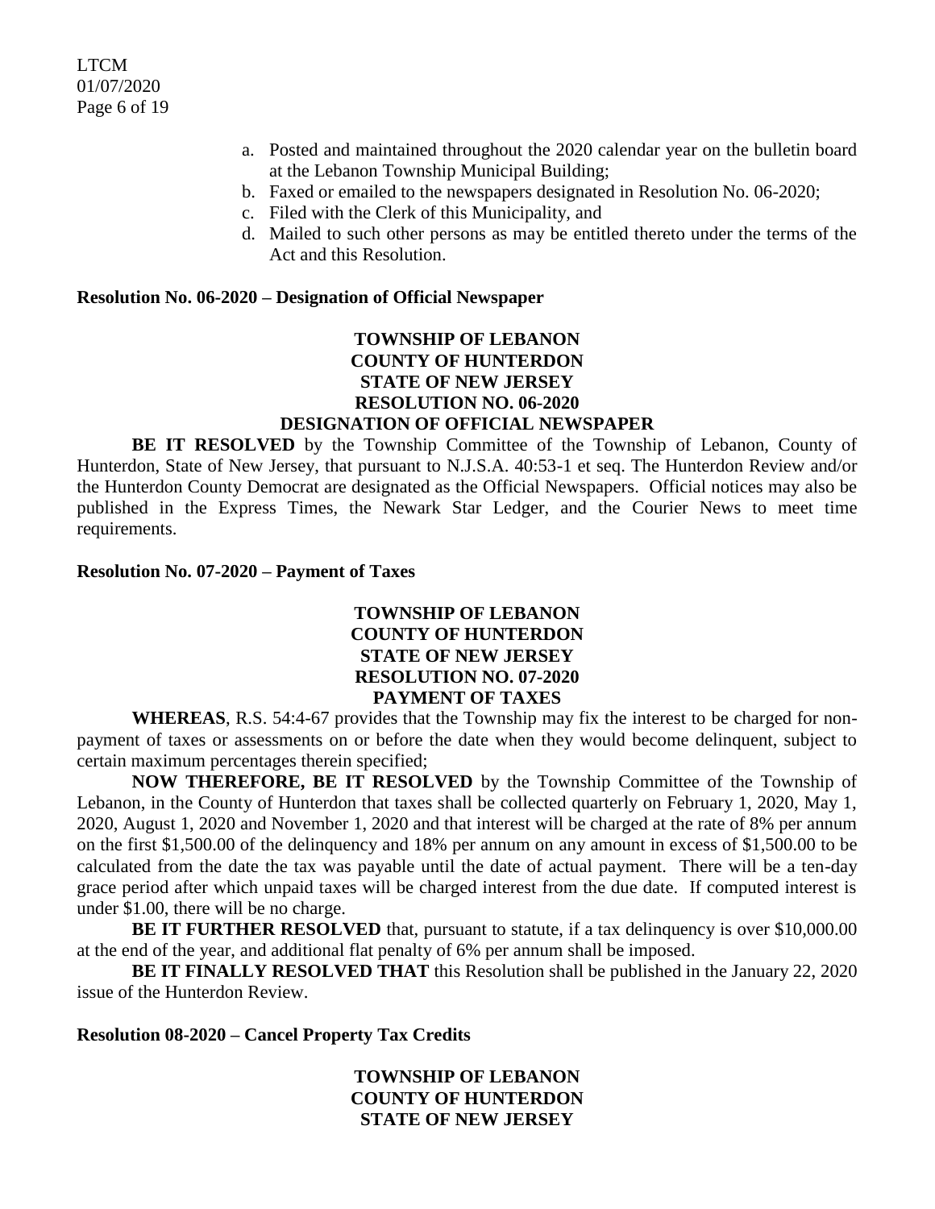a. Posted and maintained throughout the 2020 calendar year on the bulletin board at the Lebanon Township Municipal Building;
b. Faxed or emailed to the newspapers designated in Resolution No. 06-2020;
c. Filed with the Clerk of this Municipality, and
d. Mailed to such other persons as may be entitled thereto under the terms of the Act and this Resolution.

**Resolution No. 06-2020 – Designation of Official Newspaper**

**TOWNSHIP OF LEBANON**
**COUNTY OF HUNTERDON**
**STATE OF NEW JERSEY**
**RESOLUTION NO. 06-2020**
**DESIGNATION OF OFFICIAL NEWSPAPER**

**BE IT RESOLVED** by the Township Committee of the Township of Lebanon, County of Hunterdon, State of New Jersey, that pursuant to N.J.S.A. 40:53-1 et seq. The Hunterdon Review and/or the Hunterdon County Democrat are designated as the Official Newspapers. Official notices may also be published in the Express Times, the Newark Star Ledger, and the Courier News to meet time requirements.

**Resolution No. 07-2020 – Payment of Taxes**

**TOWNSHIP OF LEBANON**
**COUNTY OF HUNTERDON**
**STATE OF NEW JERSEY**
**RESOLUTION NO. 07-2020**
**PAYMENT OF TAXES**

**WHEREAS**, R.S. 54:4-67 provides that the Township may fix the interest to be charged for non-payment of taxes or assessments on or before the date when they would become delinquent, subject to certain maximum percentages therein specified;

**NOW THEREFORE, BE IT RESOLVED** by the Township Committee of the Township of Lebanon, in the County of Hunterdon that taxes shall be collected quarterly on February 1, 2020, May 1, 2020, August 1, 2020 and November 1, 2020 and that interest will be charged at the rate of 8% per annum on the first $1,500.00 of the delinquency and 18% per annum on any amount in excess of $1,500.00 to be calculated from the date the tax was payable until the date of actual payment. There will be a ten-day grace period after which unpaid taxes will be charged interest from the due date. If computed interest is under $1.00, there will be no charge.

**BE IT FURTHER RESOLVED** that, pursuant to statute, if a tax delinquency is over $10,000.00 at the end of the year, and additional flat penalty of 6% per annum shall be imposed.

**BE IT FINALLY RESOLVED THAT** this Resolution shall be published in the January 22, 2020 issue of the Hunterdon Review.

**Resolution 08-2020 – Cancel Property Tax Credits**

**TOWNSHIP OF LEBANON**
**COUNTY OF HUNTERDON**
**STATE OF NEW JERSEY**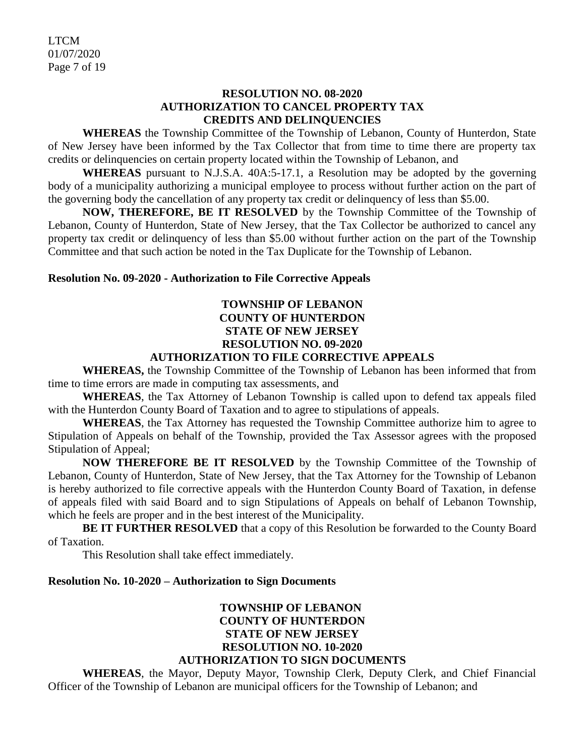**RESOLUTION NO. 08-2020**
**AUTHORIZATION TO CANCEL PROPERTY TAX**
**CREDITS AND DELINQUENCIES**

**WHEREAS** the Township Committee of the Township of Lebanon, County of Hunterdon, State of New Jersey have been informed by the Tax Collector that from time to time there are property tax credits or delinquencies on certain property located within the Township of Lebanon, and

**WHEREAS** pursuant to N.J.S.A. 40A:5-17.1, a Resolution may be adopted by the governing body of a municipality authorizing a municipal employee to process without further action on the part of the governing body the cancellation of any property tax credit or delinquency of less than $5.00.

**NOW, THEREFORE, BE IT RESOLVED** by the Township Committee of the Township of Lebanon, County of Hunterdon, State of New Jersey, that the Tax Collector be authorized to cancel any property tax credit or delinquency of less than $5.00 without further action on the part of the Township Committee and that such action be noted in the Tax Duplicate for the Township of Lebanon.

**Resolution No. 09-2020 - Authorization to File Corrective Appeals**

**TOWNSHIP OF LEBANON**
**COUNTY OF HUNTERDON**
**STATE OF NEW JERSEY**
**RESOLUTION NO. 09-2020**
**AUTHORIZATION TO FILE CORRECTIVE APPEALS**

**WHEREAS,** the Township Committee of the Township of Lebanon has been informed that from time to time errors are made in computing tax assessments, and

**WHEREAS**, the Tax Attorney of Lebanon Township is called upon to defend tax appeals filed with the Hunterdon County Board of Taxation and to agree to stipulations of appeals.

**WHEREAS**, the Tax Attorney has requested the Township Committee authorize him to agree to Stipulation of Appeals on behalf of the Township, provided the Tax Assessor agrees with the proposed Stipulation of Appeal;

**NOW THEREFORE BE IT RESOLVED** by the Township Committee of the Township of Lebanon, County of Hunterdon, State of New Jersey, that the Tax Attorney for the Township of Lebanon is hereby authorized to file corrective appeals with the Hunterdon County Board of Taxation, in defense of appeals filed with said Board and to sign Stipulations of Appeals on behalf of Lebanon Township, which he feels are proper and in the best interest of the Municipality.

**BE IT FURTHER RESOLVED** that a copy of this Resolution be forwarded to the County Board of Taxation.

This Resolution shall take effect immediately.

**Resolution No. 10-2020 – Authorization to Sign Documents**

**TOWNSHIP OF LEBANON**
**COUNTY OF HUNTERDON**
**STATE OF NEW JERSEY**
**RESOLUTION NO. 10-2020**
**AUTHORIZATION TO SIGN DOCUMENTS**

**WHEREAS**, the Mayor, Deputy Mayor, Township Clerk, Deputy Clerk, and Chief Financial Officer of the Township of Lebanon are municipal officers for the Township of Lebanon; and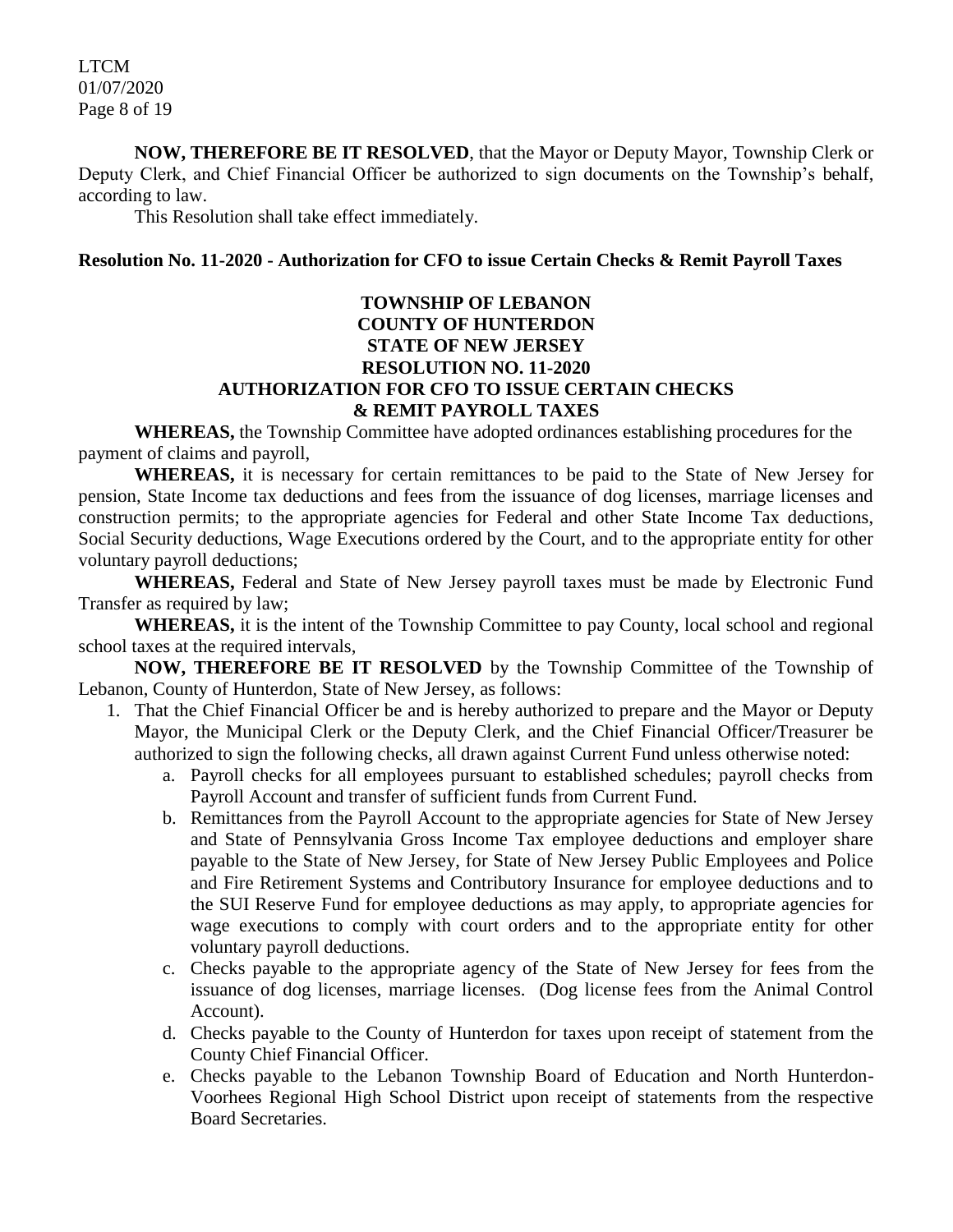**NOW, THEREFORE BE IT RESOLVED**, that the Mayor or Deputy Mayor, Township Clerk or Deputy Clerk, and Chief Financial Officer be authorized to sign documents on the Township's behalf, according to law.

This Resolution shall take effect immediately.

**Resolution No. 11-2020 - Authorization for CFO to issue Certain Checks & Remit Payroll Taxes**

**TOWNSHIP OF LEBANON**
**COUNTY OF HUNTERDON**
**STATE OF NEW JERSEY**
**RESOLUTION NO. 11-2020**
**AUTHORIZATION FOR CFO TO ISSUE CERTAIN CHECKS & REMIT PAYROLL TAXES**

**WHEREAS,** the Township Committee have adopted ordinances establishing procedures for the payment of claims and payroll,

**WHEREAS,** it is necessary for certain remittances to be paid to the State of New Jersey for pension, State Income tax deductions and fees from the issuance of dog licenses, marriage licenses and construction permits; to the appropriate agencies for Federal and other State Income Tax deductions, Social Security deductions, Wage Executions ordered by the Court, and to the appropriate entity for other voluntary payroll deductions;

**WHEREAS,** Federal and State of New Jersey payroll taxes must be made by Electronic Fund Transfer as required by law;

**WHEREAS,** it is the intent of the Township Committee to pay County, local school and regional school taxes at the required intervals,

**NOW, THEREFORE BE IT RESOLVED** by the Township Committee of the Township of Lebanon, County of Hunterdon, State of New Jersey, as follows:

1. That the Chief Financial Officer be and is hereby authorized to prepare and the Mayor or Deputy Mayor, the Municipal Clerk or the Deputy Clerk, and the Chief Financial Officer/Treasurer be authorized to sign the following checks, all drawn against Current Fund unless otherwise noted:
    a. Payroll checks for all employees pursuant to established schedules; payroll checks from Payroll Account and transfer of sufficient funds from Current Fund.
    b. Remittances from the Payroll Account to the appropriate agencies for State of New Jersey and State of Pennsylvania Gross Income Tax employee deductions and employer share payable to the State of New Jersey, for State of New Jersey Public Employees and Police and Fire Retirement Systems and Contributory Insurance for employee deductions and to the SUI Reserve Fund for employee deductions as may apply, to appropriate agencies for wage executions to comply with court orders and to the appropriate entity for other voluntary payroll deductions.
    c. Checks payable to the appropriate agency of the State of New Jersey for fees from the issuance of dog licenses, marriage licenses. (Dog license fees from the Animal Control Account).
    d. Checks payable to the County of Hunterdon for taxes upon receipt of statement from the County Chief Financial Officer.
    e. Checks payable to the Lebanon Township Board of Education and North Hunterdon-Voorhees Regional High School District upon receipt of statements from the respective Board Secretaries.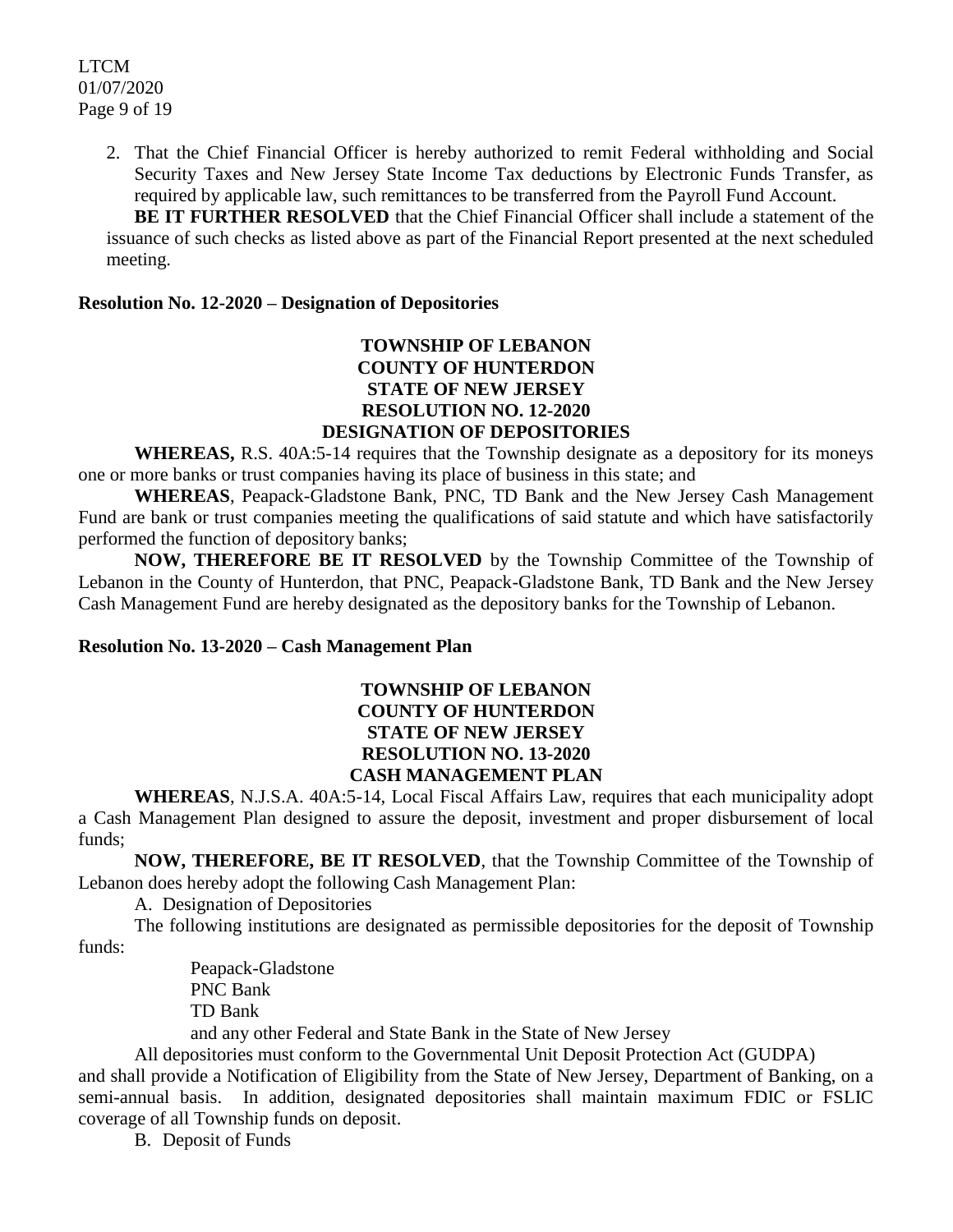2. That the Chief Financial Officer is hereby authorized to remit Federal withholding and Social Security Taxes and New Jersey State Income Tax deductions by Electronic Funds Transfer, as required by applicable law, such remittances to be transferred from the Payroll Fund Account.

**BE IT FURTHER RESOLVED** that the Chief Financial Officer shall include a statement of the issuance of such checks as listed above as part of the Financial Report presented at the next scheduled meeting.

**Resolution No. 12-2020 – Designation of Depositories**

**TOWNSHIP OF LEBANON**
**COUNTY OF HUNTERDON**
**STATE OF NEW JERSEY**
**RESOLUTION NO. 12-2020**
**DESIGNATION OF DEPOSITORIES**

**WHEREAS,** R.S. 40A:5-14 requires that the Township designate as a depository for its moneys one or more banks or trust companies having its place of business in this state; and

**WHEREAS**, Peapack-Gladstone Bank, PNC, TD Bank and the New Jersey Cash Management Fund are bank or trust companies meeting the qualifications of said statute and which have satisfactorily performed the function of depository banks;

**NOW, THEREFORE BE IT RESOLVED** by the Township Committee of the Township of Lebanon in the County of Hunterdon, that PNC, Peapack-Gladstone Bank, TD Bank and the New Jersey Cash Management Fund are hereby designated as the depository banks for the Township of Lebanon.

**Resolution No. 13-2020 – Cash Management Plan**

**TOWNSHIP OF LEBANON**
**COUNTY OF HUNTERDON**
**STATE OF NEW JERSEY**
**RESOLUTION NO. 13-2020**
**CASH MANAGEMENT PLAN**

**WHEREAS**, N.J.S.A. 40A:5-14, Local Fiscal Affairs Law, requires that each municipality adopt a Cash Management Plan designed to assure the deposit, investment and proper disbursement of local funds;

**NOW, THEREFORE, BE IT RESOLVED**, that the Township Committee of the Township of Lebanon does hereby adopt the following Cash Management Plan:

A. Designation of Depositories

The following institutions are designated as permissible depositories for the deposit of Township funds:

Peapack-Gladstone
PNC Bank
TD Bank
and any other Federal and State Bank in the State of New Jersey

All depositories must conform to the Governmental Unit Deposit Protection Act (GUDPA) and shall provide a Notification of Eligibility from the State of New Jersey, Department of Banking, on a semi-annual basis. In addition, designated depositories shall maintain maximum FDIC or FSLIC coverage of all Township funds on deposit.

B. Deposit of Funds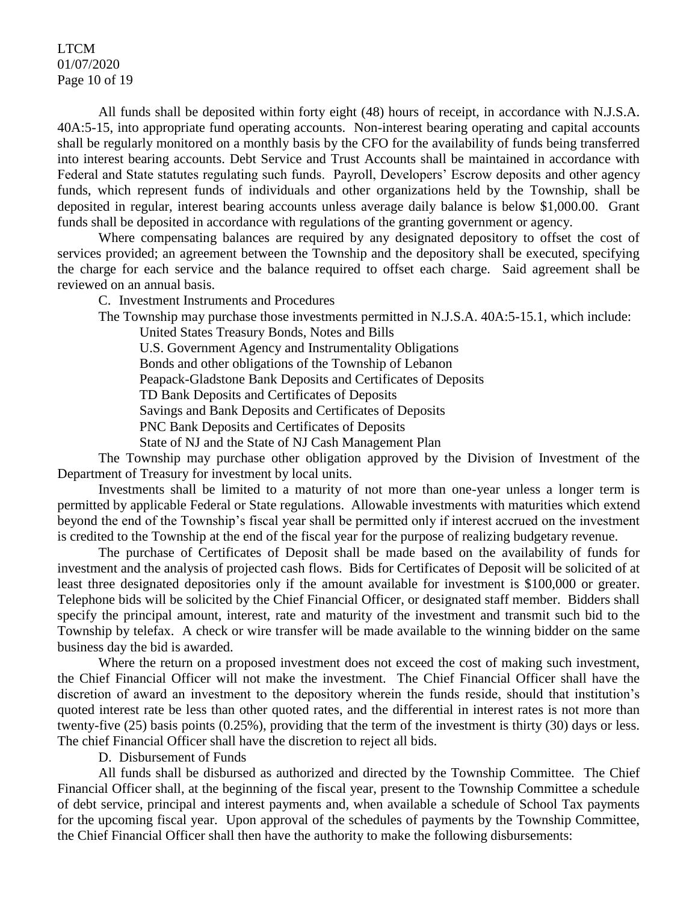All funds shall be deposited within forty eight (48) hours of receipt, in accordance with N.J.S.A. 40A:5-15, into appropriate fund operating accounts. Non-interest bearing operating and capital accounts shall be regularly monitored on a monthly basis by the CFO for the availability of funds being transferred into interest bearing accounts. Debt Service and Trust Accounts shall be maintained in accordance with Federal and State statutes regulating such funds. Payroll, Developers' Escrow deposits and other agency funds, which represent funds of individuals and other organizations held by the Township, shall be deposited in regular, interest bearing accounts unless average daily balance is below $1,000.00. Grant funds shall be deposited in accordance with regulations of the granting government or agency.

Where compensating balances are required by any designated depository to offset the cost of services provided; an agreement between the Township and the depository shall be executed, specifying the charge for each service and the balance required to offset each charge. Said agreement shall be reviewed on an annual basis.

C. Investment Instruments and Procedures

The Township may purchase those investments permitted in N.J.S.A. 40A:5-15.1, which include:

- United States Treasury Bonds, Notes and Bills
- U.S. Government Agency and Instrumentality Obligations
- Bonds and other obligations of the Township of Lebanon
- Peapack-Gladstone Bank Deposits and Certificates of Deposits
- TD Bank Deposits and Certificates of Deposits
- Savings and Bank Deposits and Certificates of Deposits
- PNC Bank Deposits and Certificates of Deposits
- State of NJ and the State of NJ Cash Management Plan

The Township may purchase other obligation approved by the Division of Investment of the Department of Treasury for investment by local units.

Investments shall be limited to a maturity of not more than one-year unless a longer term is permitted by applicable Federal or State regulations. Allowable investments with maturities which extend beyond the end of the Township's fiscal year shall be permitted only if interest accrued on the investment is credited to the Township at the end of the fiscal year for the purpose of realizing budgetary revenue.

The purchase of Certificates of Deposit shall be made based on the availability of funds for investment and the analysis of projected cash flows. Bids for Certificates of Deposit will be solicited of at least three designated depositories only if the amount available for investment is $100,000 or greater. Telephone bids will be solicited by the Chief Financial Officer, or designated staff member. Bidders shall specify the principal amount, interest, rate and maturity of the investment and transmit such bid to the Township by telefax. A check or wire transfer will be made available to the winning bidder on the same business day the bid is awarded.

Where the return on a proposed investment does not exceed the cost of making such investment, the Chief Financial Officer will not make the investment. The Chief Financial Officer shall have the discretion of award an investment to the depository wherein the funds reside, should that institution's quoted interest rate be less than other quoted rates, and the differential in interest rates is not more than twenty-five (25) basis points (0.25%), providing that the term of the investment is thirty (30) days or less. The chief Financial Officer shall have the discretion to reject all bids.

D. Disbursement of Funds

All funds shall be disbursed as authorized and directed by the Township Committee. The Chief Financial Officer shall, at the beginning of the fiscal year, present to the Township Committee a schedule of debt service, principal and interest payments and, when available a schedule of School Tax payments for the upcoming fiscal year. Upon approval of the schedules of payments by the Township Committee, the Chief Financial Officer shall then have the authority to make the following disbursements: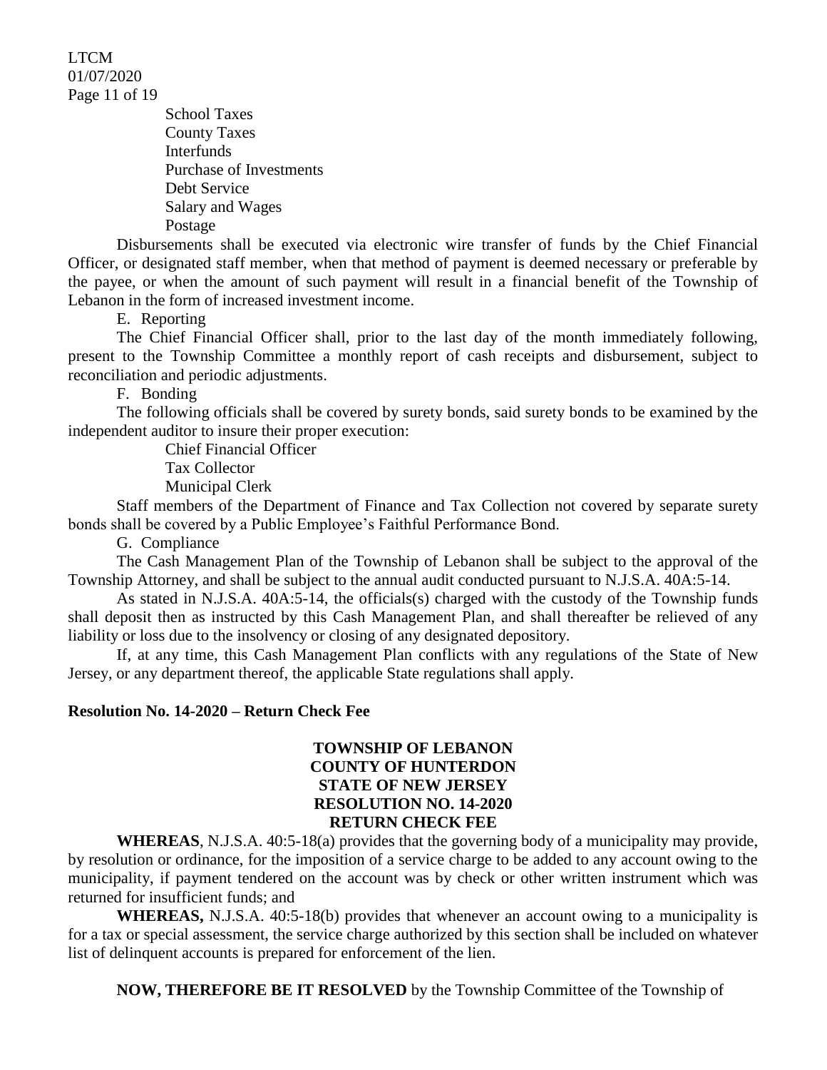School Taxes
County Taxes
Interfunds
Purchase of Investments
Debt Service
Salary and Wages
Postage

Disbursements shall be executed via electronic wire transfer of funds by the Chief Financial Officer, or designated staff member, when that method of payment is deemed necessary or preferable by the payee, or when the amount of such payment will result in a financial benefit of the Township of Lebanon in the form of increased investment income.

E. Reporting

The Chief Financial Officer shall, prior to the last day of the month immediately following, present to the Township Committee a monthly report of cash receipts and disbursement, subject to reconciliation and periodic adjustments.

F. Bonding

The following officials shall be covered by surety bonds, said surety bonds to be examined by the independent auditor to insure their proper execution:

Chief Financial Officer
Tax Collector
Municipal Clerk

Staff members of the Department of Finance and Tax Collection not covered by separate surety bonds shall be covered by a Public Employee's Faithful Performance Bond.

G. Compliance

The Cash Management Plan of the Township of Lebanon shall be subject to the approval of the Township Attorney, and shall be subject to the annual audit conducted pursuant to N.J.S.A. 40A:5-14.

As stated in N.J.S.A. 40A:5-14, the officials(s) charged with the custody of the Township funds shall deposit then as instructed by this Cash Management Plan, and shall thereafter be relieved of any liability or loss due to the insolvency or closing of any designated depository.

If, at any time, this Cash Management Plan conflicts with any regulations of the State of New Jersey, or any department thereof, the applicable State regulations shall apply.

**Resolution No. 14-2020 – Return Check Fee**

**TOWNSHIP OF LEBANON**
**COUNTY OF HUNTERDON**
**STATE OF NEW JERSEY**
**RESOLUTION NO. 14-2020**
**RETURN CHECK FEE**

**WHEREAS**, N.J.S.A. 40:5-18(a) provides that the governing body of a municipality may provide, by resolution or ordinance, for the imposition of a service charge to be added to any account owing to the municipality, if payment tendered on the account was by check or other written instrument which was returned for insufficient funds; and

**WHEREAS,** N.J.S.A. 40:5-18(b) provides that whenever an account owing to a municipality is for a tax or special assessment, the service charge authorized by this section shall be included on whatever list of delinquent accounts is prepared for enforcement of the lien.

**NOW, THEREFORE BE IT RESOLVED** by the Township Committee of the Township of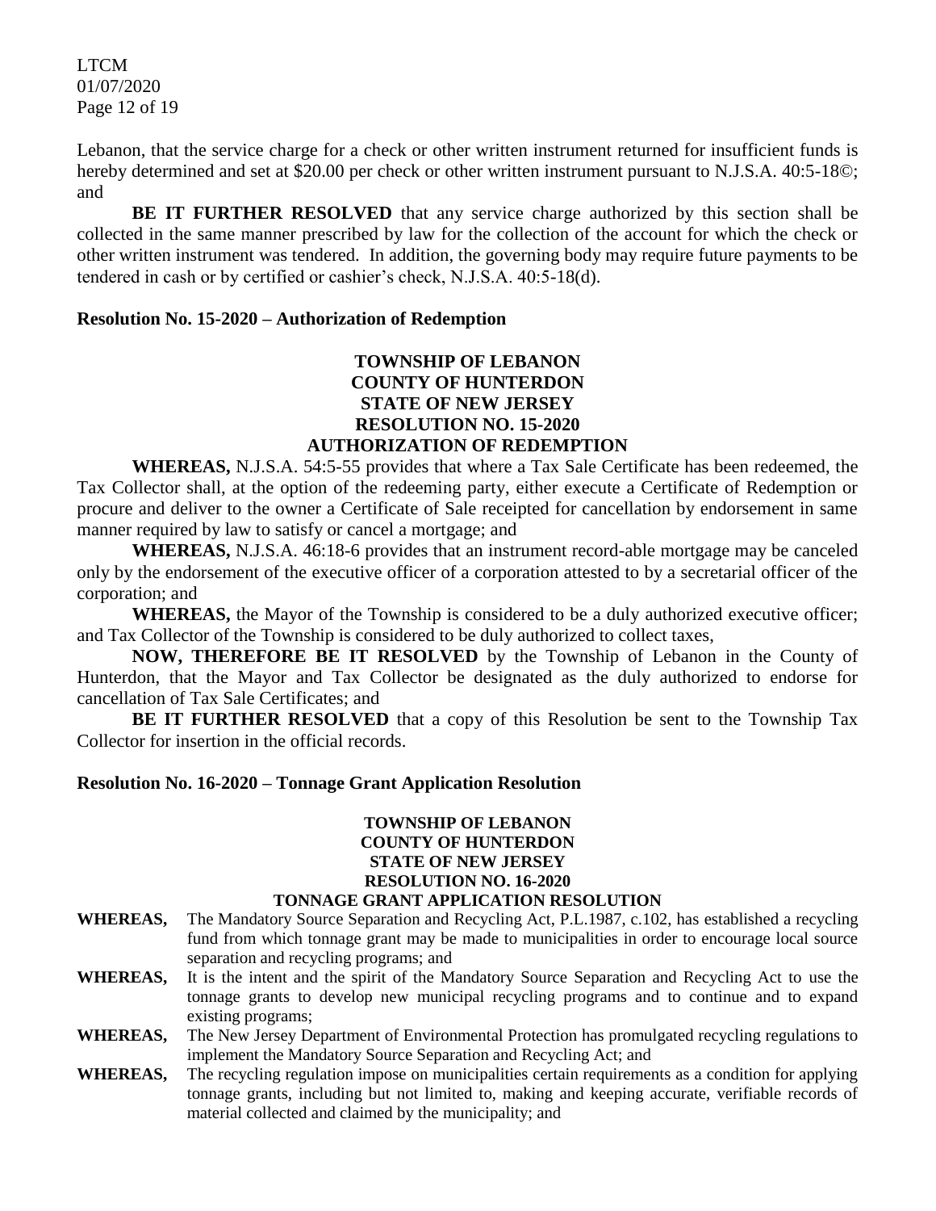Lebanon, that the service charge for a check or other written instrument returned for insufficient funds is hereby determined and set at $20.00 per check or other written instrument pursuant to N.J.S.A. 40:5-18©; and

**BE IT FURTHER RESOLVED** that any service charge authorized by this section shall be collected in the same manner prescribed by law for the collection of the account for which the check or other written instrument was tendered. In addition, the governing body may require future payments to be tendered in cash or by certified or cashier's check, N.J.S.A. 40:5-18(d).

**Resolution No. 15-2020 – Authorization of Redemption**

**TOWNSHIP OF LEBANON**
**COUNTY OF HUNTERDON**
**STATE OF NEW JERSEY**
**RESOLUTION NO. 15-2020**
**AUTHORIZATION OF REDEMPTION**

**WHEREAS,** N.J.S.A. 54:5-55 provides that where a Tax Sale Certificate has been redeemed, the Tax Collector shall, at the option of the redeeming party, either execute a Certificate of Redemption or procure and deliver to the owner a Certificate of Sale receipted for cancellation by endorsement in same manner required by law to satisfy or cancel a mortgage; and

**WHEREAS,** N.J.S.A. 46:18-6 provides that an instrument record-able mortgage may be canceled only by the endorsement of the executive officer of a corporation attested to by a secretarial officer of the corporation; and

**WHEREAS,** the Mayor of the Township is considered to be a duly authorized executive officer; and Tax Collector of the Township is considered to be duly authorized to collect taxes,

**NOW, THEREFORE BE IT RESOLVED** by the Township of Lebanon in the County of Hunterdon, that the Mayor and Tax Collector be designated as the duly authorized to endorse for cancellation of Tax Sale Certificates; and

**BE IT FURTHER RESOLVED** that a copy of this Resolution be sent to the Township Tax Collector for insertion in the official records.

**Resolution No. 16-2020 – Tonnage Grant Application Resolution**

**TOWNSHIP OF LEBANON**
**COUNTY OF HUNTERDON**
**STATE OF NEW JERSEY**
**RESOLUTION NO. 16-2020**
**TONNAGE GRANT APPLICATION RESOLUTION**

**WHEREAS,** The Mandatory Source Separation and Recycling Act, P.L.1987, c.102, has established a recycling fund from which tonnage grant may be made to municipalities in order to encourage local source separation and recycling programs; and

**WHEREAS,** It is the intent and the spirit of the Mandatory Source Separation and Recycling Act to use the tonnage grants to develop new municipal recycling programs and to continue and to expand existing programs;

**WHEREAS,** The New Jersey Department of Environmental Protection has promulgated recycling regulations to implement the Mandatory Source Separation and Recycling Act; and

**WHEREAS,** The recycling regulation impose on municipalities certain requirements as a condition for applying tonnage grants, including but not limited to, making and keeping accurate, verifiable records of material collected and claimed by the municipality; and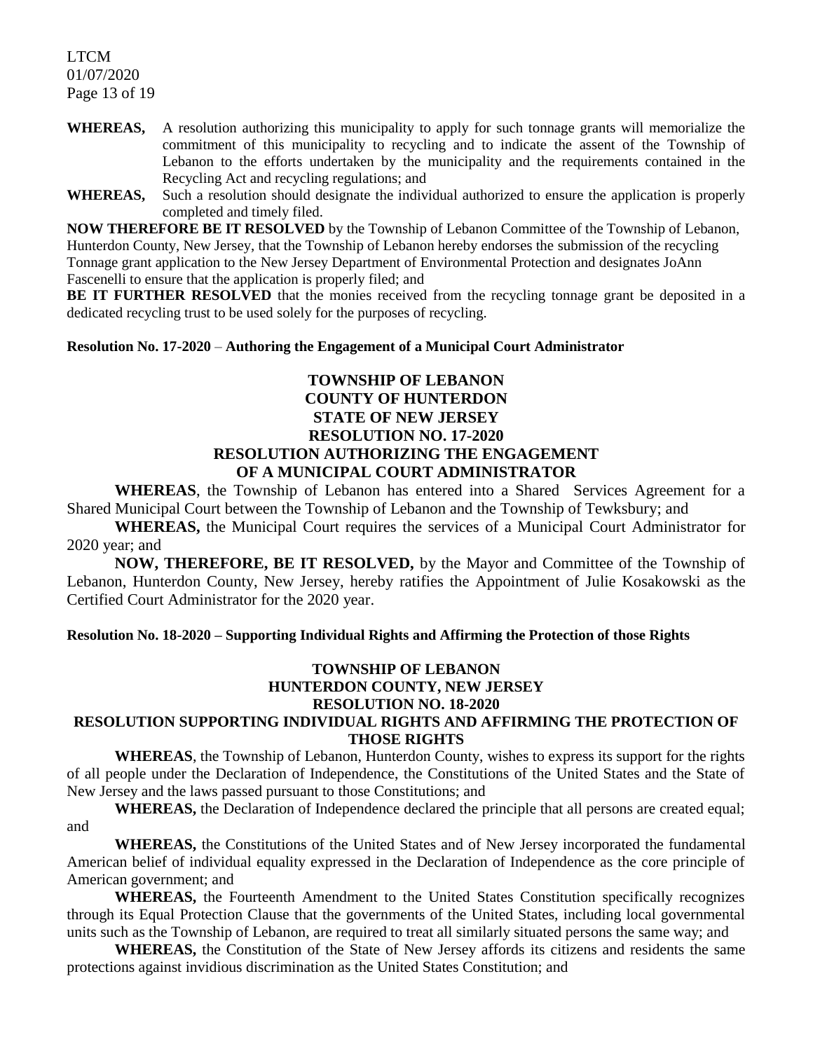**WHEREAS,** A resolution authorizing this municipality to apply for such tonnage grants will memorialize the commitment of this municipality to recycling and to indicate the assent of the Township of Lebanon to the efforts undertaken by the municipality and the requirements contained in the Recycling Act and recycling regulations; and

**WHEREAS,** Such a resolution should designate the individual authorized to ensure the application is properly completed and timely filed.

**NOW THEREFORE BE IT RESOLVED** by the Township of Lebanon Committee of the Township of Lebanon, Hunterdon County, New Jersey, that the Township of Lebanon hereby endorses the submission of the recycling Tonnage grant application to the New Jersey Department of Environmental Protection and designates JoAnn Fascenelli to ensure that the application is properly filed; and

**BE IT FURTHER RESOLVED** that the monies received from the recycling tonnage grant be deposited in a dedicated recycling trust to be used solely for the purposes of recycling.

**Resolution No. 17-2020** – **Authoring the Engagement of a Municipal Court Administrator**

**TOWNSHIP OF LEBANON**
**COUNTY OF HUNTERDON**
**STATE OF NEW JERSEY**
**RESOLUTION NO. 17-2020**
**RESOLUTION AUTHORIZING THE ENGAGEMENT OF A MUNICIPAL COURT ADMINISTRATOR**

**WHEREAS**, the Township of Lebanon has entered into a Shared Services Agreement for a Shared Municipal Court between the Township of Lebanon and the Township of Tewksbury; and

**WHEREAS,** the Municipal Court requires the services of a Municipal Court Administrator for 2020 year; and

**NOW, THEREFORE, BE IT RESOLVED,** by the Mayor and Committee of the Township of Lebanon, Hunterdon County, New Jersey, hereby ratifies the Appointment of Julie Kosakowski as the Certified Court Administrator for the 2020 year.

**Resolution No. 18-2020 – Supporting Individual Rights and Affirming the Protection of those Rights**

**TOWNSHIP OF LEBANON**
**HUNTERDON COUNTY, NEW JERSEY**
**RESOLUTION NO. 18-2020**
**RESOLUTION SUPPORTING INDIVIDUAL RIGHTS AND AFFIRMING THE PROTECTION OF THOSE RIGHTS**

**WHEREAS**, the Township of Lebanon, Hunterdon County, wishes to express its support for the rights of all people under the Declaration of Independence, the Constitutions of the United States and the State of New Jersey and the laws passed pursuant to those Constitutions; and

**WHEREAS,** the Declaration of Independence declared the principle that all persons are created equal; and

**WHEREAS,** the Constitutions of the United States and of New Jersey incorporated the fundamental American belief of individual equality expressed in the Declaration of Independence as the core principle of American government; and

**WHEREAS,** the Fourteenth Amendment to the United States Constitution specifically recognizes through its Equal Protection Clause that the governments of the United States, including local governmental units such as the Township of Lebanon, are required to treat all similarly situated persons the same way; and

**WHEREAS,** the Constitution of the State of New Jersey affords its citizens and residents the same protections against invidious discrimination as the United States Constitution; and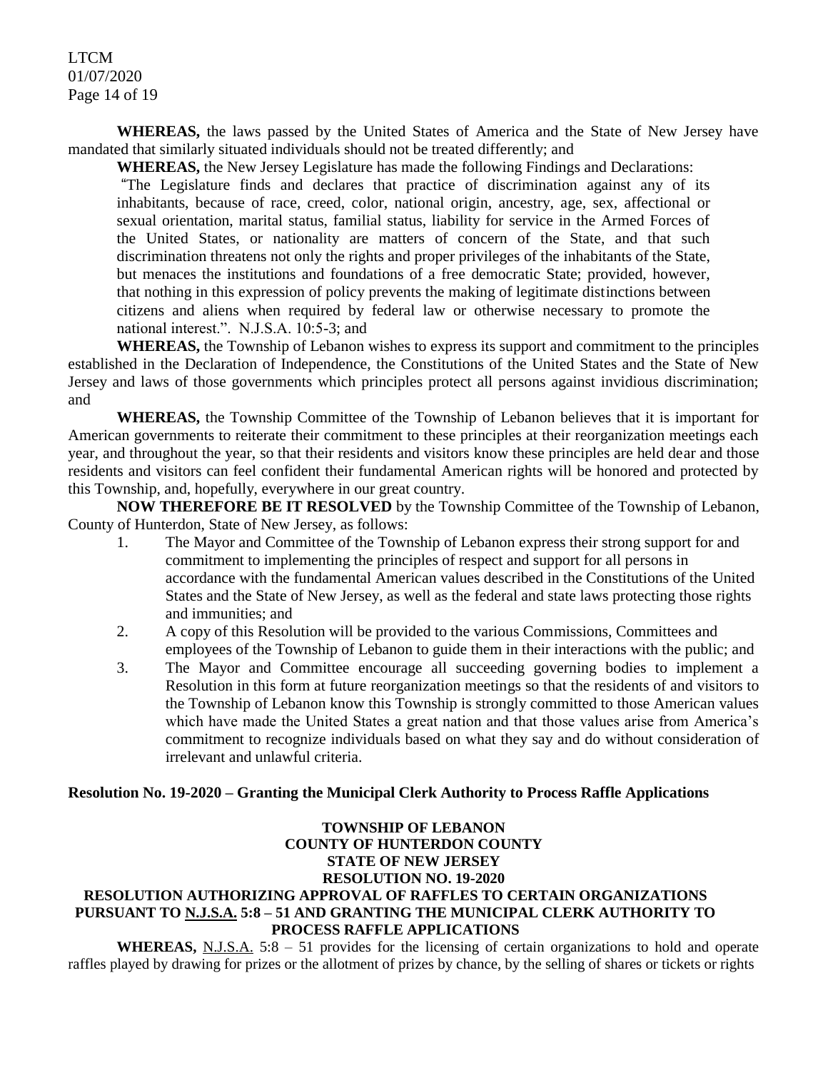**WHEREAS,** the laws passed by the United States of America and the State of New Jersey have mandated that similarly situated individuals should not be treated differently; and

**WHEREAS,** the New Jersey Legislature has made the following Findings and Declarations:

> "The Legislature finds and declares that practice of discrimination against any of its inhabitants, because of race, creed, color, national origin, ancestry, age, sex, affectional or sexual orientation, marital status, familial status, liability for service in the Armed Forces of the United States, or nationality are matters of concern of the State, and that such discrimination threatens not only the rights and proper privileges of the inhabitants of the State, but menaces the institutions and foundations of a free democratic State; provided, however, that nothing in this expression of policy prevents the making of legitimate distinctions between citizens and aliens when required by federal law or otherwise necessary to promote the national interest.". N.J.S.A. 10:5-3; and

**WHEREAS,** the Township of Lebanon wishes to express its support and commitment to the principles established in the Declaration of Independence, the Constitutions of the United States and the State of New Jersey and laws of those governments which principles protect all persons against invidious discrimination; and

**WHEREAS,** the Township Committee of the Township of Lebanon believes that it is important for American governments to reiterate their commitment to these principles at their reorganization meetings each year, and throughout the year, so that their residents and visitors know these principles are held dear and those residents and visitors can feel confident their fundamental American rights will be honored and protected by this Township, and, hopefully, everywhere in our great country.

**NOW THEREFORE BE IT RESOLVED** by the Township Committee of the Township of Lebanon, County of Hunterdon, State of New Jersey, as follows:

1. The Mayor and Committee of the Township of Lebanon express their strong support for and commitment to implementing the principles of respect and support for all persons in accordance with the fundamental American values described in the Constitutions of the United States and the State of New Jersey, as well as the federal and state laws protecting those rights and immunities; and
2. A copy of this Resolution will be provided to the various Commissions, Committees and employees of the Township of Lebanon to guide them in their interactions with the public; and
3. The Mayor and Committee encourage all succeeding governing bodies to implement a Resolution in this form at future reorganization meetings so that the residents of and visitors to the Township of Lebanon know this Township is strongly committed to those American values which have made the United States a great nation and that those values arise from America's commitment to recognize individuals based on what they say and do without consideration of irrelevant and unlawful criteria.

**Resolution No. 19-2020 – Granting the Municipal Clerk Authority to Process Raffle Applications**

**TOWNSHIP OF LEBANON**
**COUNTY OF HUNTERDON COUNTY**
**STATE OF NEW JERSEY**
**RESOLUTION NO. 19-2020**

**RESOLUTION AUTHORIZING APPROVAL OF RAFFLES TO CERTAIN ORGANIZATIONS PURSUANT TO N.J.S.A. 5:8 – 51 AND GRANTING THE MUNICIPAL CLERK AUTHORITY TO PROCESS RAFFLE APPLICATIONS**

**WHEREAS,** N.J.S.A. 5:8 – 51 provides for the licensing of certain organizations to hold and operate raffles played by drawing for prizes or the allotment of prizes by chance, by the selling of shares or tickets or rights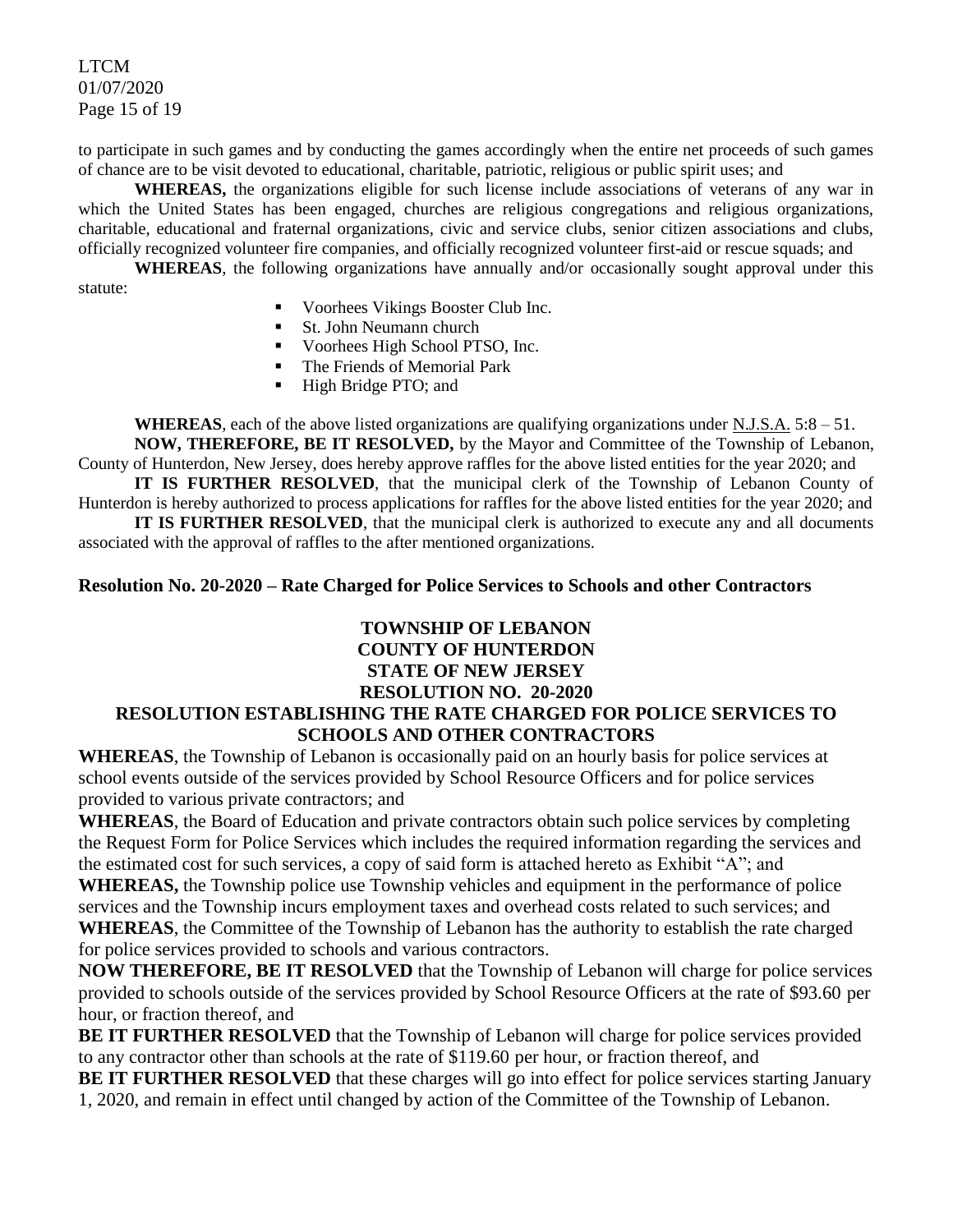to participate in such games and by conducting the games accordingly when the entire net proceeds of such games of chance are to be visit devoted to educational, charitable, patriotic, religious or public spirit uses; and

**WHEREAS,** the organizations eligible for such license include associations of veterans of any war in which the United States has been engaged, churches are religious congregations and religious organizations, charitable, educational and fraternal organizations, civic and service clubs, senior citizen associations and clubs, officially recognized volunteer fire companies, and officially recognized volunteer first-aid or rescue squads; and

**WHEREAS**, the following organizations have annually and/or occasionally sought approval under this statute:

- Voorhees Vikings Booster Club Inc.
- St. John Neumann church
- Voorhees High School PTSO, Inc.
- The Friends of Memorial Park
- High Bridge PTO; and

**WHEREAS**, each of the above listed organizations are qualifying organizations under N.J.S.A. 5:8 – 51.

**NOW, THEREFORE, BE IT RESOLVED,** by the Mayor and Committee of the Township of Lebanon, County of Hunterdon, New Jersey, does hereby approve raffles for the above listed entities for the year 2020; and

**IT IS FURTHER RESOLVED**, that the municipal clerk of the Township of Lebanon County of Hunterdon is hereby authorized to process applications for raffles for the above listed entities for the year 2020; and

**IT IS FURTHER RESOLVED**, that the municipal clerk is authorized to execute any and all documents associated with the approval of raffles to the after mentioned organizations.

### Resolution No. 20-2020 – Rate Charged for Police Services to Schools and other Contractors

**TOWNSHIP OF LEBANON**
**COUNTY OF HUNTERDON**
**STATE OF NEW JERSEY**
**RESOLUTION NO. 20-2020**
**RESOLUTION ESTABLISHING THE RATE CHARGED FOR POLICE SERVICES TO SCHOOLS AND OTHER CONTRACTORS**

**WHEREAS**, the Township of Lebanon is occasionally paid on an hourly basis for police services at school events outside of the services provided by School Resource Officers and for police services provided to various private contractors; and

**WHEREAS**, the Board of Education and private contractors obtain such police services by completing the Request Form for Police Services which includes the required information regarding the services and the estimated cost for such services, a copy of said form is attached hereto as Exhibit "A"; and

**WHEREAS,** the Township police use Township vehicles and equipment in the performance of police services and the Township incurs employment taxes and overhead costs related to such services; and

**WHEREAS**, the Committee of the Township of Lebanon has the authority to establish the rate charged for police services provided to schools and various contractors.

**NOW THEREFORE, BE IT RESOLVED** that the Township of Lebanon will charge for police services provided to schools outside of the services provided by School Resource Officers at the rate of $93.60 per hour, or fraction thereof, and

**BE IT FURTHER RESOLVED** that the Township of Lebanon will charge for police services provided to any contractor other than schools at the rate of $119.60 per hour, or fraction thereof, and

**BE IT FURTHER RESOLVED** that these charges will go into effect for police services starting January 1, 2020, and remain in effect until changed by action of the Committee of the Township of Lebanon.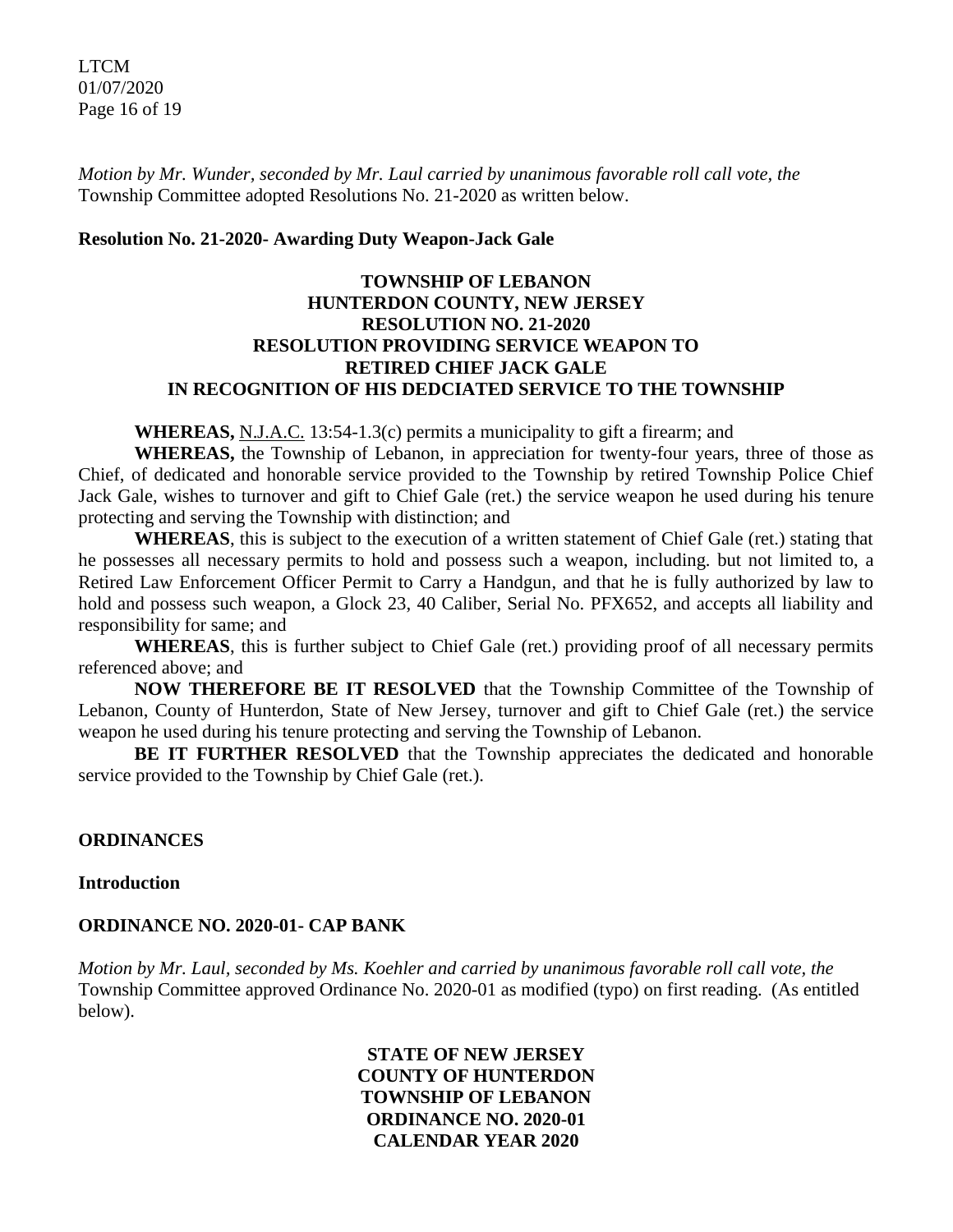*Motion by Mr. Wunder, seconded by Mr. Laul carried by unanimous favorable roll call vote, the* Township Committee adopted Resolutions No. 21-2020 as written below.

**Resolution No. 21-2020- Awarding Duty Weapon-Jack Gale**

**TOWNSHIP OF LEBANON**
**HUNTERDON COUNTY, NEW JERSEY**
**RESOLUTION NO. 21-2020**
**RESOLUTION PROVIDING SERVICE WEAPON TO**
**RETIRED CHIEF JACK GALE**
**IN RECOGNITION OF HIS DEDCIATED SERVICE TO THE TOWNSHIP**

**WHEREAS,** N.J.A.C. 13:54-1.3(c) permits a municipality to gift a firearm; and

**WHEREAS,** the Township of Lebanon, in appreciation for twenty-four years, three of those as Chief, of dedicated and honorable service provided to the Township by retired Township Police Chief Jack Gale, wishes to turnover and gift to Chief Gale (ret.) the service weapon he used during his tenure protecting and serving the Township with distinction; and

**WHEREAS**, this is subject to the execution of a written statement of Chief Gale (ret.) stating that he possesses all necessary permits to hold and possess such a weapon, including. but not limited to, a Retired Law Enforcement Officer Permit to Carry a Handgun, and that he is fully authorized by law to hold and possess such weapon, a Glock 23, 40 Caliber, Serial No. PFX652, and accepts all liability and responsibility for same; and

**WHEREAS**, this is further subject to Chief Gale (ret.) providing proof of all necessary permits referenced above; and

**NOW THEREFORE BE IT RESOLVED** that the Township Committee of the Township of Lebanon, County of Hunterdon, State of New Jersey, turnover and gift to Chief Gale (ret.) the service weapon he used during his tenure protecting and serving the Township of Lebanon.

**BE IT FURTHER RESOLVED** that the Township appreciates the dedicated and honorable service provided to the Township by Chief Gale (ret.).

**ORDINANCES**

**Introduction**

**ORDINANCE NO. 2020-01- CAP BANK**

*Motion by Mr. Laul, seconded by Ms. Koehler and carried by unanimous favorable roll call vote, the* Township Committee approved Ordinance No. 2020-01 as modified (typo) on first reading. (As entitled below).

**STATE OF NEW JERSEY**
**COUNTY OF HUNTERDON**
**TOWNSHIP OF LEBANON**
**ORDINANCE NO. 2020-01**
**CALENDAR YEAR 2020**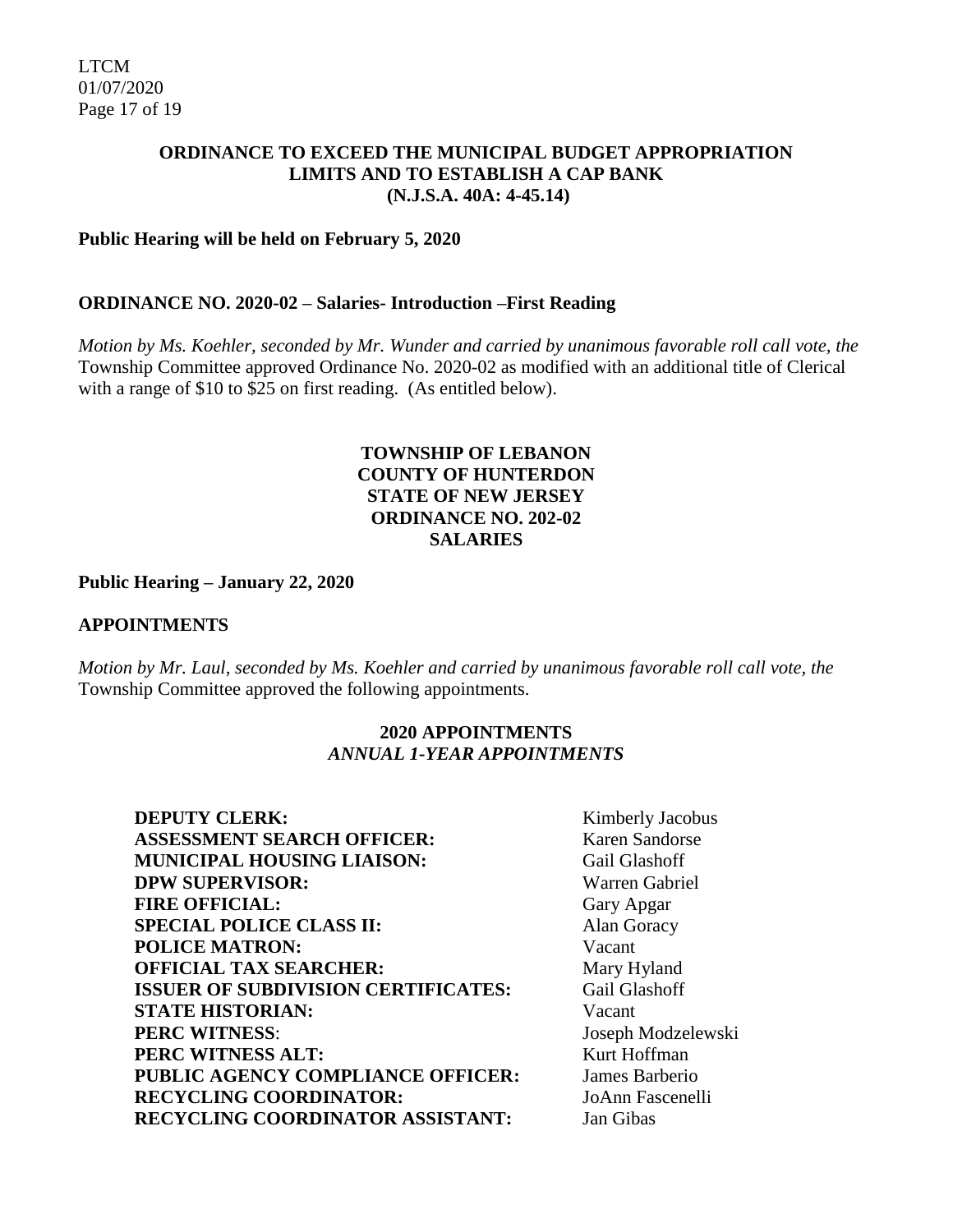**ORDINANCE TO EXCEED THE MUNICIPAL BUDGET APPROPRIATION LIMITS AND TO ESTABLISH A CAP BANK (N.J.S.A. 40A: 4-45.14)**

**Public Hearing will be held on February 5, 2020**

**ORDINANCE NO. 2020-02 – Salaries- Introduction –First Reading**

*Motion by Ms. Koehler, seconded by Mr. Wunder and carried by unanimous favorable roll call vote, the* Township Committee approved Ordinance No. 2020-02 as modified with an additional title of Clerical with a range of $10 to $25 on first reading. (As entitled below).

**TOWNSHIP OF LEBANON**
**COUNTY OF HUNTERDON**
**STATE OF NEW JERSEY**
**ORDINANCE NO. 202-02**
**SALARIES**

**Public Hearing – January 22, 2020**

**APPOINTMENTS**

*Motion by Mr. Laul, seconded by Ms. Koehler and carried by unanimous favorable roll call vote, the* Township Committee approved the following appointments.

**2020 APPOINTMENTS**
***ANNUAL 1-YEAR APPOINTMENTS***

| | |
|---|---|
| **DEPUTY CLERK:** | Kimberly Jacobus |
| **ASSESSMENT SEARCH OFFICER:** | Karen Sandorse |
| **MUNICIPAL HOUSING LIAISON:** | Gail Glashoff |
| **DPW SUPERVISOR:** | Warren Gabriel |
| **FIRE OFFICIAL:** | Gary Apgar |
| **SPECIAL POLICE CLASS II:** | Alan Goracy |
| **POLICE MATRON:** | Vacant |
| **OFFICIAL TAX SEARCHER:** | Mary Hyland |
| **ISSUER OF SUBDIVISION CERTIFICATES:** | Gail Glashoff |
| **STATE HISTORIAN:** | Vacant |
| **PERC WITNESS**: | Joseph Modzelewski |
| **PERC WITNESS ALT:** | Kurt Hoffman |
| **PUBLIC AGENCY COMPLIANCE OFFICER:** | James Barberio |
| **RECYCLING COORDINATOR:** | JoAnn Fascenelli |
| **RECYCLING COORDINATOR ASSISTANT:** | Jan Gibas |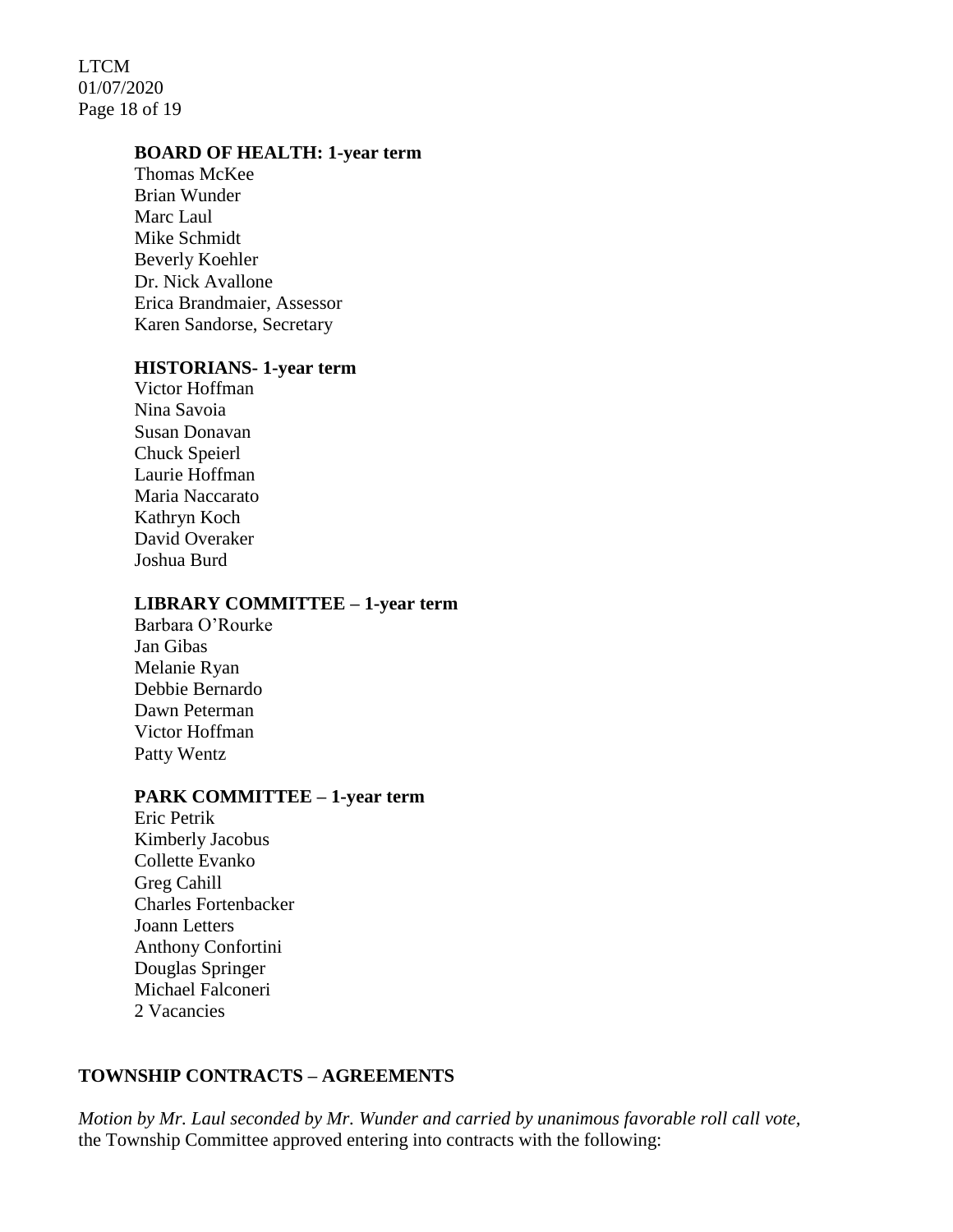**BOARD OF HEALTH: 1-year term**

Thomas McKee
Brian Wunder
Marc Laul
Mike Schmidt
Beverly Koehler
Dr. Nick Avallone
Erica Brandmaier, Assessor
Karen Sandorse, Secretary

**HISTORIANS- 1-year term**

Victor Hoffman
Nina Savoia
Susan Donavan
Chuck Speierl
Laurie Hoffman
Maria Naccarato
Kathryn Koch
David Overaker
Joshua Burd

**LIBRARY COMMITTEE – 1-year term**

Barbara O'Rourke
Jan Gibas
Melanie Ryan
Debbie Bernardo
Dawn Peterman
Victor Hoffman
Patty Wentz

**PARK COMMITTEE – 1-year term**

Eric Petrik
Kimberly Jacobus
Collette Evanko
Greg Cahill
Charles Fortenbacker
Joann Letters
Anthony Confortini
Douglas Springer
Michael Falconeri
2 Vacancies

**TOWNSHIP CONTRACTS – AGREEMENTS**

*Motion by Mr. Laul seconded by Mr. Wunder and carried by unanimous favorable roll call vote,* the Township Committee approved entering into contracts with the following: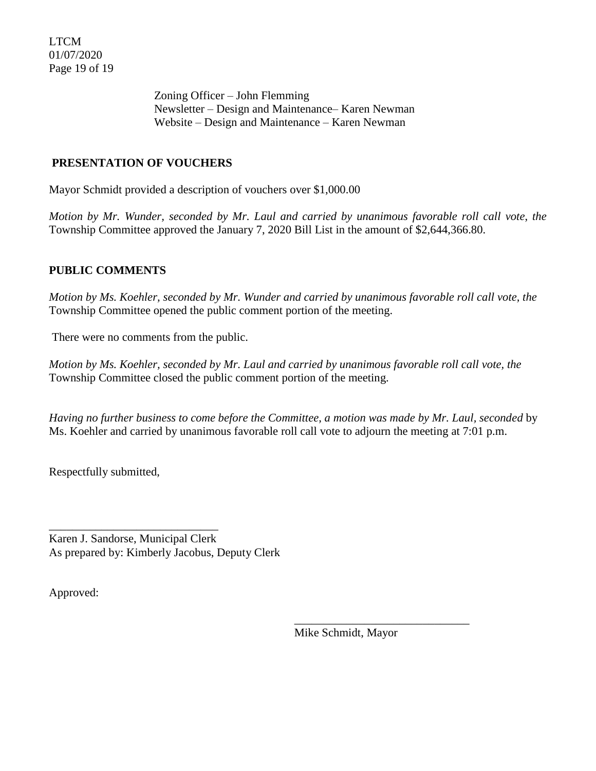Zoning Officer – John Flemming
Newsletter – Design and Maintenance– Karen Newman
Website – Design and Maintenance – Karen Newman

## PRESENTATION OF VOUCHERS

Mayor Schmidt provided a description of vouchers over $1,000.00

*Motion by Mr. Wunder, seconded by Mr. Laul and carried by unanimous favorable roll call vote, the* Township Committee approved the January 7, 2020 Bill List in the amount of $2,644,366.80.

## PUBLIC COMMENTS

*Motion by Ms. Koehler, seconded by Mr. Wunder and carried by unanimous favorable roll call vote, the* Township Committee opened the public comment portion of the meeting.

There were no comments from the public.

*Motion by Ms. Koehler, seconded by Mr. Laul and carried by unanimous favorable roll call vote, the* Township Committee closed the public comment portion of the meeting.

*Having no further business to come before the Committee, a motion was made by Mr. Laul, seconded* by Ms. Koehler and carried by unanimous favorable roll call vote to adjourn the meeting at 7:01 p.m.

Respectfully submitted,

\_\_\_\_\_\_\_\_\_\_\_\_\_\_\_\_\_\_\_\_\_\_\_\_\_\_\_\_\_\_
Karen J. Sandorse, Municipal Clerk
As prepared by: Kimberly Jacobus, Deputy Clerk

Approved:

\_\_\_\_\_\_\_\_\_\_\_\_\_\_\_\_\_\_\_\_\_\_\_\_\_\_\_\_\_\_
Mike Schmidt, Mayor